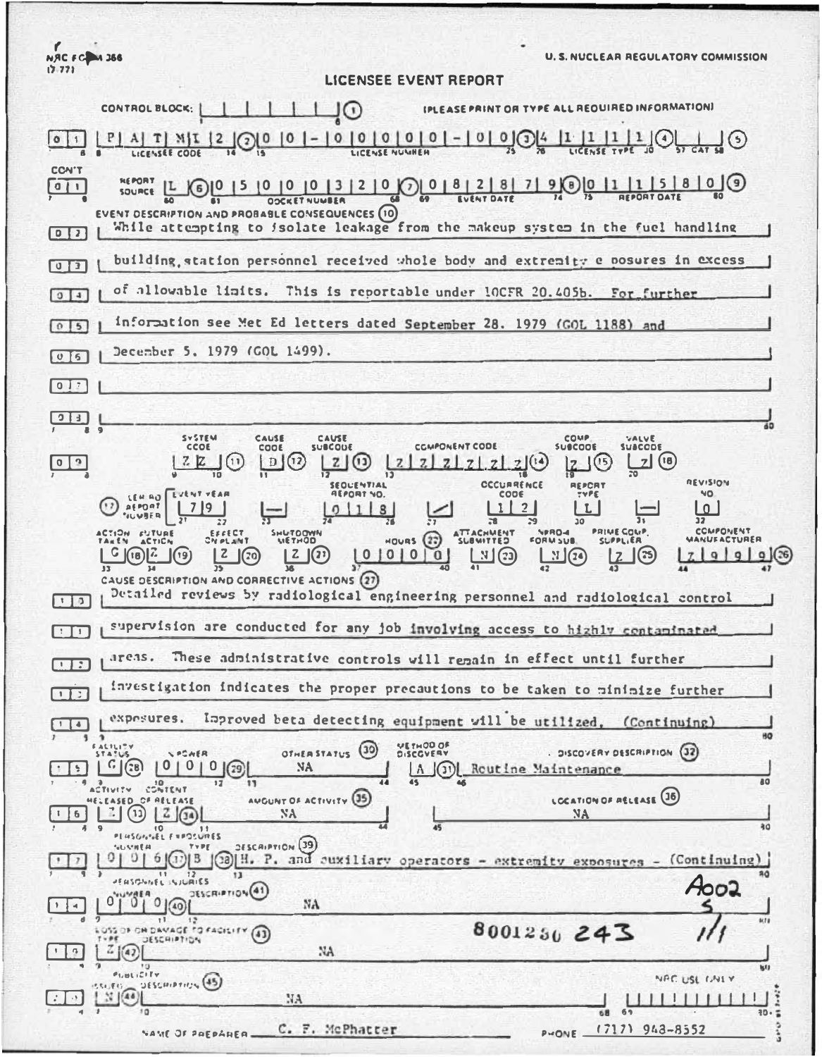NRC FORM 366
(7-77)

U. S. NUCLEAR REGULATORY COMMISSION

# LICENSEE EVENT REPORT

CONTROL BLOCK: | | | | | | | (1) (PLEASE PRINT OR TYPE ALL REQUIRED INFORMATION)

| 0 | 1 | P A T M I 2 (2) | 0 0 - 0 0 0 0 0 - 0 0 (3) | 4 1 1 1 1 (4) | | (5) |
|---|---|---|---|---|
| | LICENSEE CODE | LICENSE NUMBER | LICENSE TYPE | CAT |

CON'T

| 0 1 | REPORT SOURCE | L (6) | 0 5 0 0 0 3 2 0 (7) | 0 8 2 8 7 9 (8) | 0 1 1 5 8 0 (9) |
|---|---|---|---|---|---|
| | | | DOCKET NUMBER | EVENT DATE | REPORT DATE |

EVENT DESCRIPTION AND PROBABLE CONSEQUENCES (10)

0 2 While attempting to isolate leakage from the makeup system in the fuel handling

0 3 building, station personnel received whole body and extremity exposures in excess

0 4 of allowable limits. This is reportable under 10CFR 20.405b. For further

0 5 information see Met Ed letters dated September 28, 1979 (GOL 1188) and

0 6 December 5, 1979 (GOL 1499).

0 7

0 8

| | SYSTEM CODE | CAUSE CODE | CAUSE SUBCODE | COMPONENT CODE | COMP. SUBCODE | VALVE SUBCODE |
|---|---|---|---|---|---|---|
| 0 9 | Z Z (11) | D (12) | Z (13) | Z Z Z Z Z Z (14) | Z (15) | Z (16) |

| (17) LER/RO REPORT NUMBER | EVENT YEAR | | SEQUENTIAL REPORT NO. | | OCCURRENCE CODE | REPORT TYPE | | REVISION NO. |
|---|---|---|---|---|---|---|---|---|
| | 7 9 | — | 0 1 8 | / | 1 2 | L | — | 0 |

| ACTION TAKEN | FUTURE ACTION | EFFECT ON PLANT | SHUTDOWN METHOD | HOURS (22) | ATTACHMENT SUBMITTED | NPRD-4 FORM SUB. | PRIME COMP. SUPPLIER | COMPONENT MANUFACTURER |
|---|---|---|---|---|---|---|---|---|
| G (18) | Z (19) | Z (20) | Z (21) | 0 0 0 0 | N (23) | N (24) | Z (25) | Z 9 9 9 (26) |

CAUSE DESCRIPTION AND CORRECTIVE ACTIONS (27)

1 0 Detailed reviews by radiological engineering personnel and radiological control

1 1 supervision are conducted for any job involving access to highly contaminated

1 2 areas. These administrative controls will remain in effect until further

1 3 investigation indicates the proper precautions to be taken to minimize further

1 4 exposures. Improved beta detecting equipment will be utilized. (Continuing)

| | FACILITY STATUS | % POWER | OTHER STATUS (30) | METHOD OF DISCOVERY | DISCOVERY DESCRIPTION (32) |
|---|---|---|---|---|---|
| 1 5 | G (28) | 0 0 0 (29) | NA | A (31) | Routine Maintenance |

| | ACTIVITY RELEASED | CONTENT OF RELEASE | AMOUNT OF ACTIVITY (35) | LOCATION OF RELEASE (36) |
|---|---|---|---|---|
| 1 6 | Z (33) | Z (34) | NA | NA |

PERSONNEL EXPOSURES

| | NUMBER | TYPE | DESCRIPTION (39) |
|---|---|---|---|
| 1 7 | 0 0 6 (37) | B (38) | H. P. and auxiliary operators - extremity exposures - (Continuing) |

PERSONNEL INJURIES

| | NUMBER | DESCRIPTION (41) |
|---|---|---|
| 1 8 | 0 0 0 (40) | NA |

LOSS OF OR DAMAGE TO FACILITY (43)

| | TYPE | DESCRIPTION |
|---|---|---|
| 1 9 | Z (42) | NA |

PUBLICITY

| | ISSUED | DESCRIPTION (45) | NRC USE ONLY |
|---|---|---|---|
| 2 0 | N (44) | NA | |

A002
S
1/1

8001250 243

NAME OF PREPARER C. F. McPhatter PHONE (717) 948-8552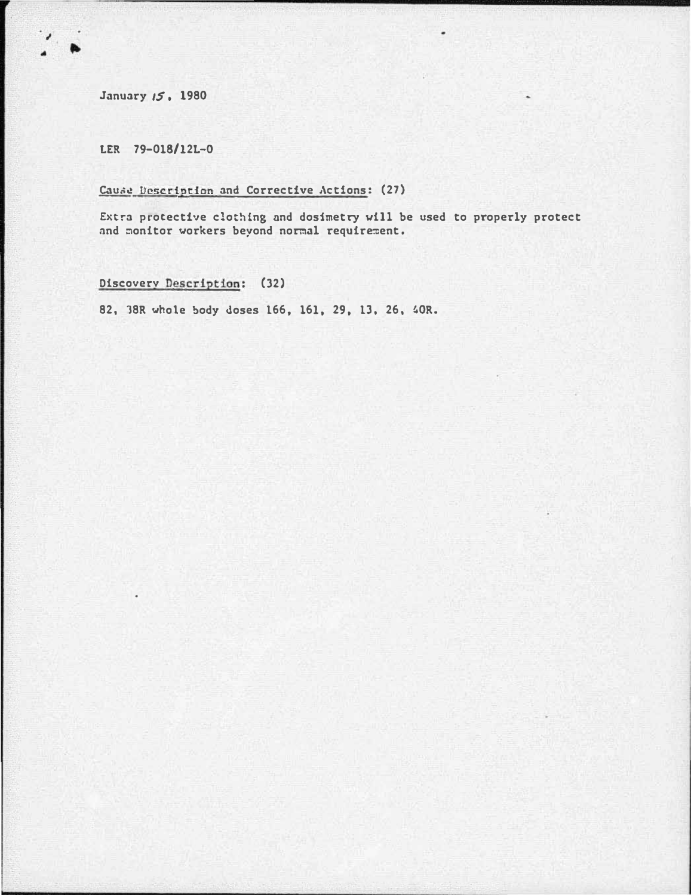January 15, 1980

LER 79-018/12L-0

Cause Description and Corrective Actions: (27)

Extra protective clothing and dosimetry will be used to properly protect and monitor workers beyond normal requirement.

Discovery Description: (32)

82, 38R whole body doses 166, 161, 29, 13, 26, 40R.